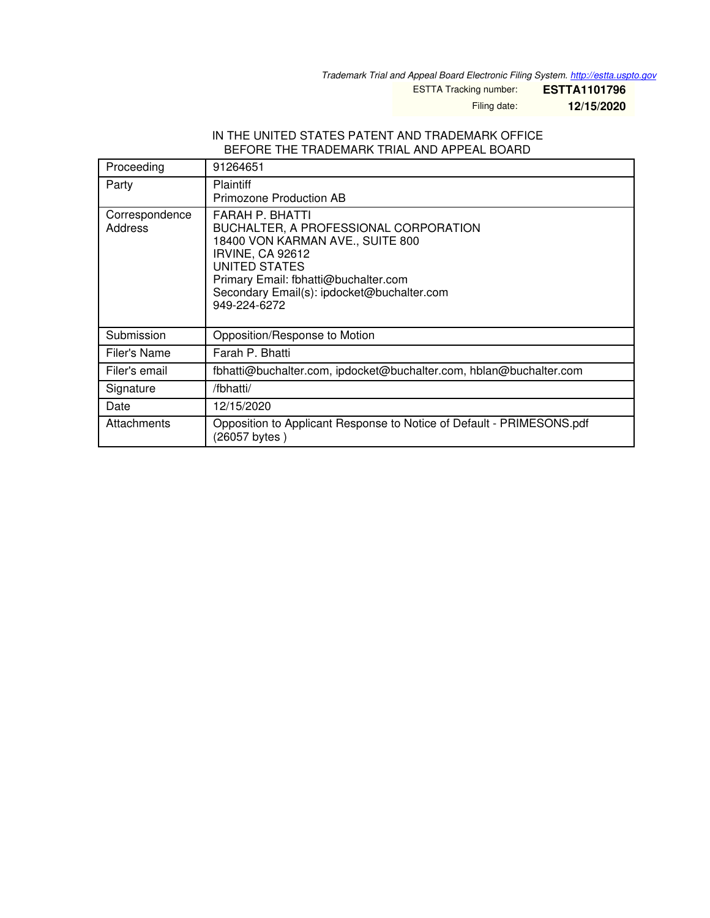*Trademark Trial and Appeal Board Electronic Filing System. http://estta.uspto.gov*

| | |
|---|---|
| ESTTA Tracking number: | **ESTTA1101796** |
| Filing date: | **12/15/2020** |

IN THE UNITED STATES PATENT AND TRADEMARK OFFICE
BEFORE THE TRADEMARK TRIAL AND APPEAL BOARD

| | |
|---|---|
| Proceeding | 91264651 |
| Party | Plaintiff<br>Primozone Production AB |
| Correspondence Address | FARAH P. BHATTI<br>BUCHALTER, A PROFESSIONAL CORPORATION<br>18400 VON KARMAN AVE., SUITE 800<br>IRVINE, CA 92612<br>UNITED STATES<br>Primary Email: fbhatti@buchalter.com<br>Secondary Email(s): ipdocket@buchalter.com<br>949-224-6272 |
| Submission | Opposition/Response to Motion |
| Filer's Name | Farah P. Bhatti |
| Filer's email | fbhatti@buchalter.com, ipdocket@buchalter.com, hblan@buchalter.com |
| Signature | /fbhatti/ |
| Date | 12/15/2020 |
| Attachments | Opposition to Applicant Response to Notice of Default - PRIMESONS.pdf (26057 bytes ) |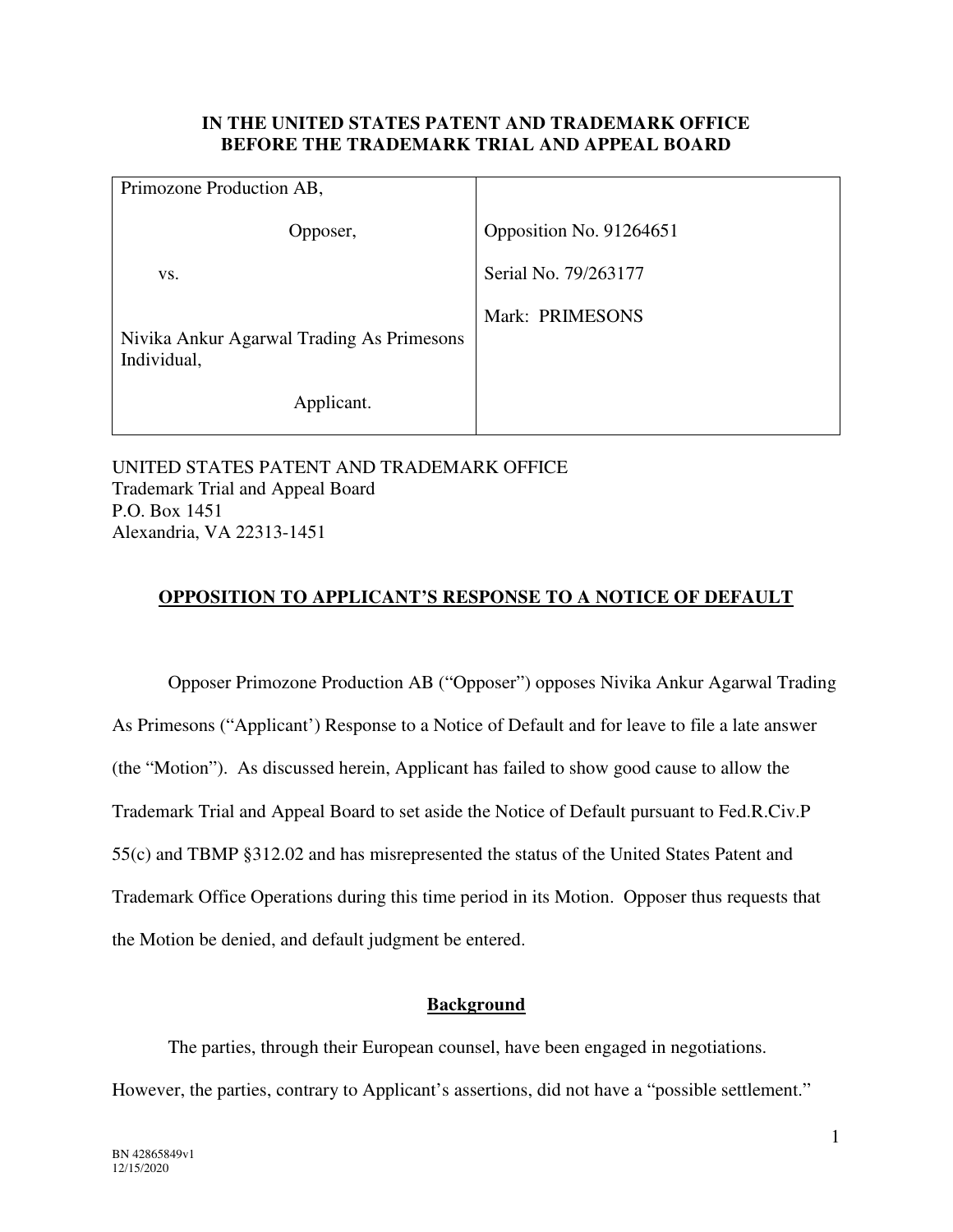**IN THE UNITED STATES PATENT AND TRADEMARK OFFICE**
**BEFORE THE TRADEMARK TRIAL AND APPEAL BOARD**

| | |
|---|---|
| Primozone Production AB,<br><br>Opposer,<br><br>vs.<br><br>Nivika Ankur Agarwal Trading As Primesons Individual,<br><br>Applicant. | Opposition No. 91264651<br><br>Serial No. 79/263177<br><br>Mark: PRIMESONS |

UNITED STATES PATENT AND TRADEMARK OFFICE
Trademark Trial and Appeal Board
P.O. Box 1451
Alexandria, VA 22313-1451

## **OPPOSITION TO APPLICANT'S RESPONSE TO A NOTICE OF DEFAULT**

Opposer Primozone Production AB ("Opposer") opposes Nivika Ankur Agarwal Trading As Primesons ("Applicant') Response to a Notice of Default and for leave to file a late answer (the "Motion"). As discussed herein, Applicant has failed to show good cause to allow the Trademark Trial and Appeal Board to set aside the Notice of Default pursuant to Fed.R.Civ.P 55(c) and TBMP §312.02 and has misrepresented the status of the United States Patent and Trademark Office Operations during this time period in its Motion. Opposer thus requests that the Motion be denied, and default judgment be entered.

## **Background**

The parties, through their European counsel, have been engaged in negotiations. However, the parties, contrary to Applicant's assertions, did not have a "possible settlement."

BN 42865849v1
12/15/2020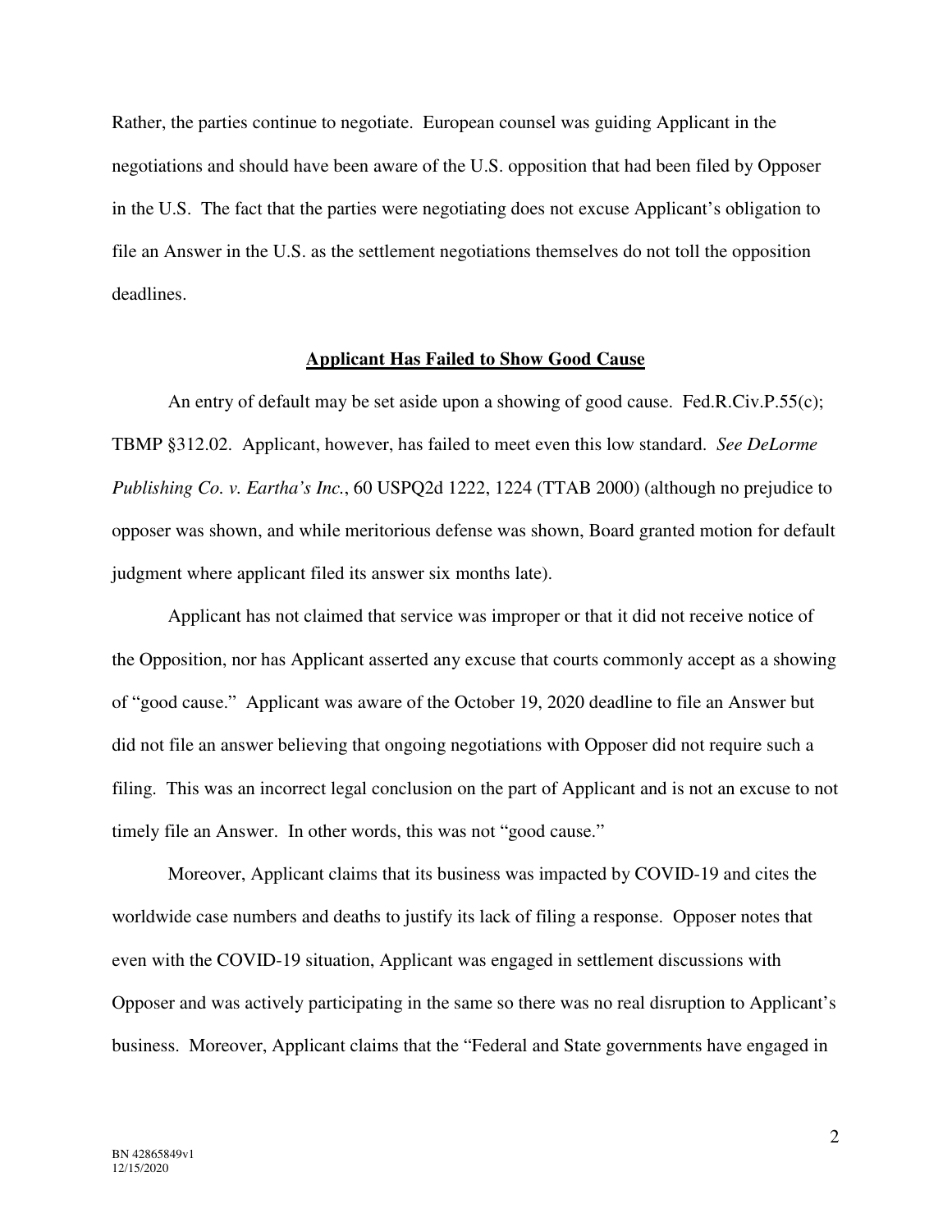Rather, the parties continue to negotiate. European counsel was guiding Applicant in the negotiations and should have been aware of the U.S. opposition that had been filed by Opposer in the U.S. The fact that the parties were negotiating does not excuse Applicant's obligation to file an Answer in the U.S. as the settlement negotiations themselves do not toll the opposition deadlines.

**Applicant Has Failed to Show Good Cause**

An entry of default may be set aside upon a showing of good cause. Fed.R.Civ.P.55(c); TBMP §312.02. Applicant, however, has failed to meet even this low standard. *See DeLorme Publishing Co. v. Eartha's Inc.*, 60 USPQ2d 1222, 1224 (TTAB 2000) (although no prejudice to opposer was shown, and while meritorious defense was shown, Board granted motion for default judgment where applicant filed its answer six months late).

Applicant has not claimed that service was improper or that it did not receive notice of the Opposition, nor has Applicant asserted any excuse that courts commonly accept as a showing of "good cause." Applicant was aware of the October 19, 2020 deadline to file an Answer but did not file an answer believing that ongoing negotiations with Opposer did not require such a filing. This was an incorrect legal conclusion on the part of Applicant and is not an excuse to not timely file an Answer. In other words, this was not "good cause."

Moreover, Applicant claims that its business was impacted by COVID-19 and cites the worldwide case numbers and deaths to justify its lack of filing a response. Opposer notes that even with the COVID-19 situation, Applicant was engaged in settlement discussions with Opposer and was actively participating in the same so there was no real disruption to Applicant's business. Moreover, Applicant claims that the "Federal and State governments have engaged in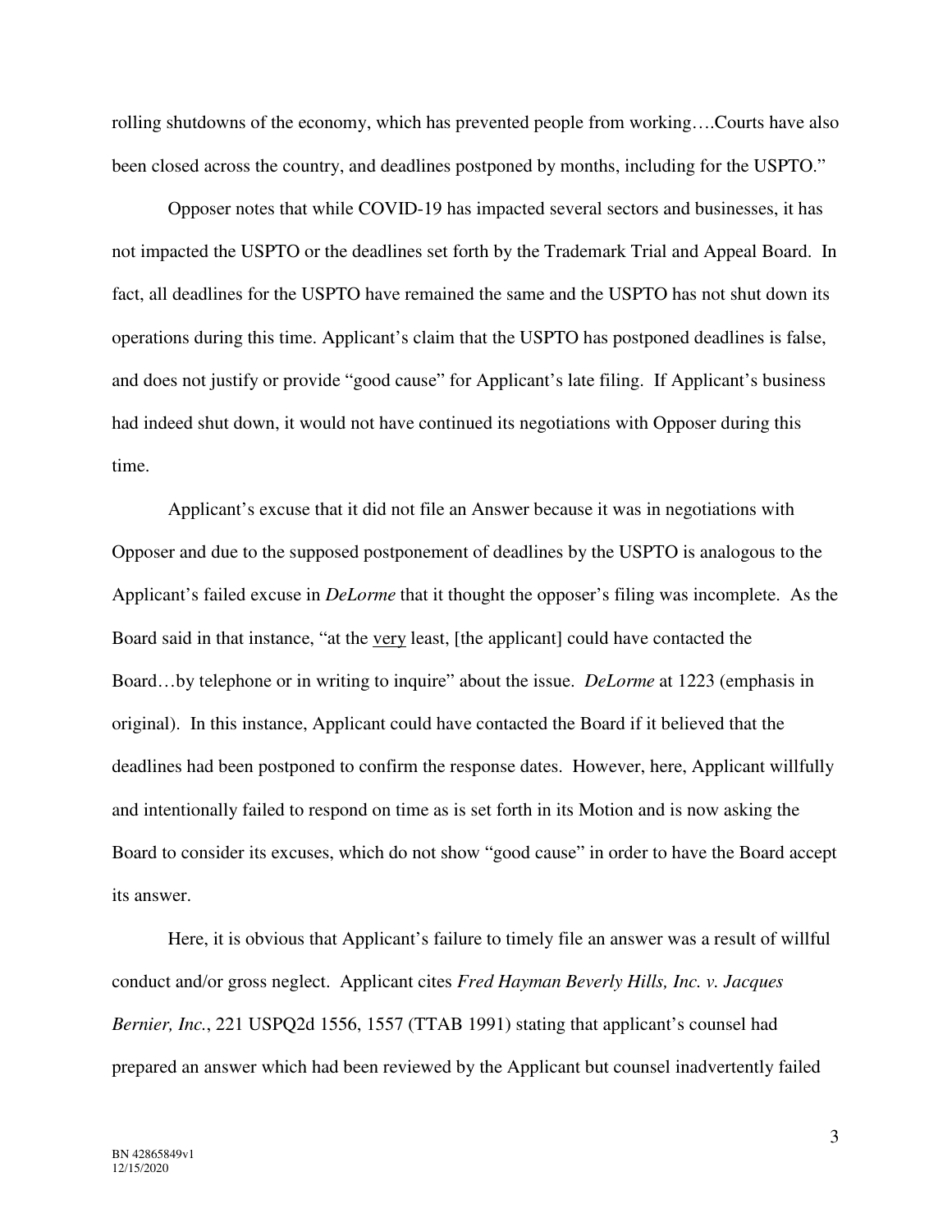rolling shutdowns of the economy, which has prevented people from working….Courts have also been closed across the country, and deadlines postponed by months, including for the USPTO."

Opposer notes that while COVID-19 has impacted several sectors and businesses, it has not impacted the USPTO or the deadlines set forth by the Trademark Trial and Appeal Board. In fact, all deadlines for the USPTO have remained the same and the USPTO has not shut down its operations during this time. Applicant's claim that the USPTO has postponed deadlines is false, and does not justify or provide "good cause" for Applicant's late filing. If Applicant's business had indeed shut down, it would not have continued its negotiations with Opposer during this time.

Applicant's excuse that it did not file an Answer because it was in negotiations with Opposer and due to the supposed postponement of deadlines by the USPTO is analogous to the Applicant's failed excuse in *DeLorme* that it thought the opposer's filing was incomplete. As the Board said in that instance, "at the <u>very</u> least, [the applicant] could have contacted the Board…by telephone or in writing to inquire" about the issue. *DeLorme* at 1223 (emphasis in original). In this instance, Applicant could have contacted the Board if it believed that the deadlines had been postponed to confirm the response dates. However, here, Applicant willfully and intentionally failed to respond on time as is set forth in its Motion and is now asking the Board to consider its excuses, which do not show "good cause" in order to have the Board accept its answer.

Here, it is obvious that Applicant's failure to timely file an answer was a result of willful conduct and/or gross neglect. Applicant cites *Fred Hayman Beverly Hills, Inc. v. Jacques Bernier, Inc.*, 221 USPQ2d 1556, 1557 (TTAB 1991) stating that applicant's counsel had prepared an answer which had been reviewed by the Applicant but counsel inadvertently failed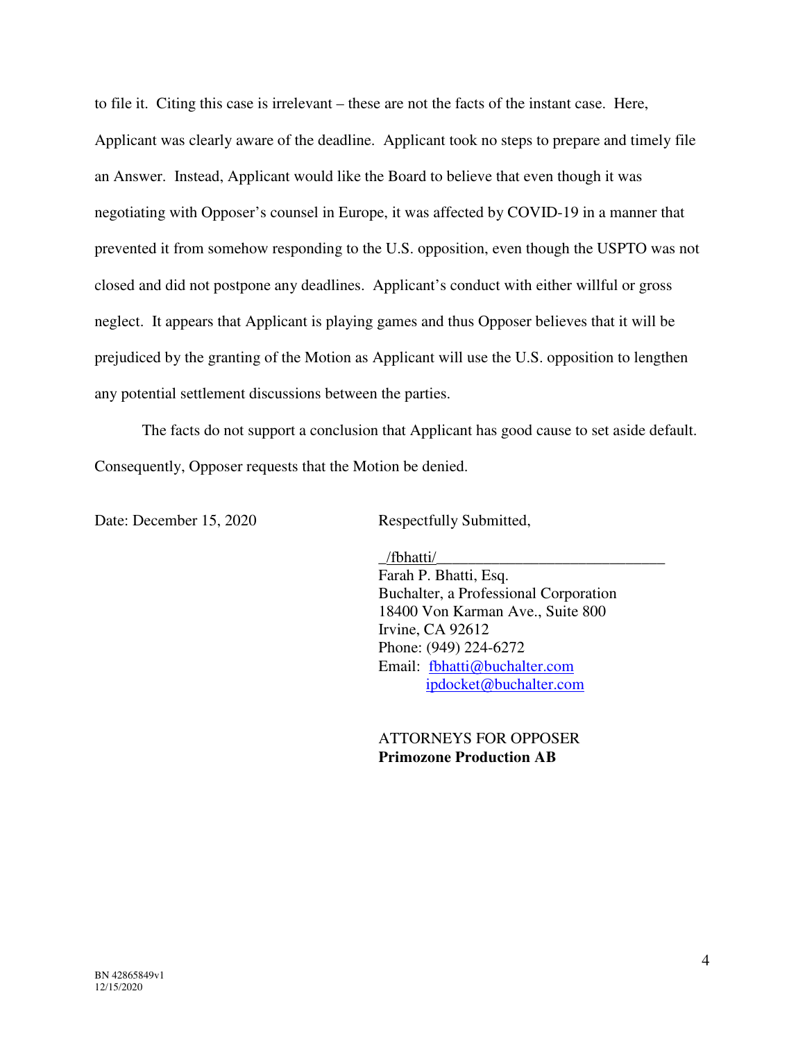to file it. Citing this case is irrelevant – these are not the facts of the instant case. Here, Applicant was clearly aware of the deadline. Applicant took no steps to prepare and timely file an Answer. Instead, Applicant would like the Board to believe that even though it was negotiating with Opposer's counsel in Europe, it was affected by COVID-19 in a manner that prevented it from somehow responding to the U.S. opposition, even though the USPTO was not closed and did not postpone any deadlines. Applicant's conduct with either willful or gross neglect. It appears that Applicant is playing games and thus Opposer believes that it will be prejudiced by the granting of the Motion as Applicant will use the U.S. opposition to lengthen any potential settlement discussions between the parties.

The facts do not support a conclusion that Applicant has good cause to set aside default. Consequently, Opposer requests that the Motion be denied.

Date: December 15, 2020

Respectfully Submitted,

_/fbhatti/______________________________
Farah P. Bhatti, Esq.
Buchalter, a Professional Corporation
18400 Von Karman Ave., Suite 800
Irvine, CA 92612
Phone: (949) 224-6272
Email: fbhatti@buchalter.com
ipdocket@buchalter.com

ATTORNEYS FOR OPPOSER
**Primozone Production AB**

BN 42865849v1
12/15/2020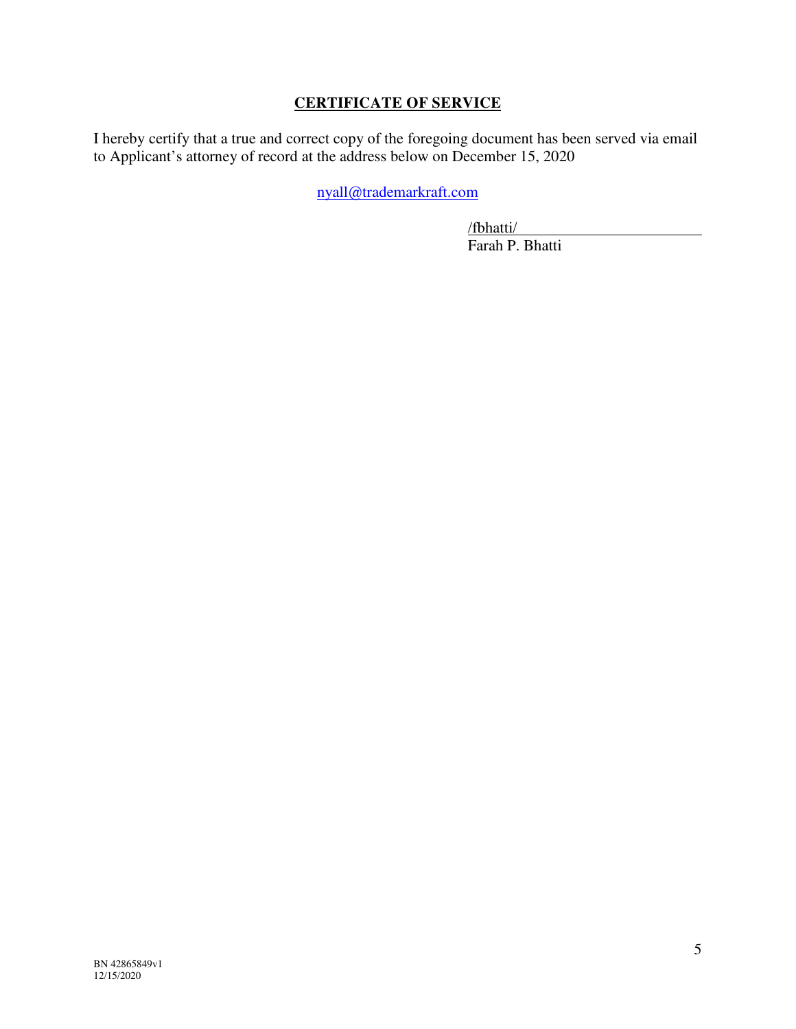## CERTIFICATE OF SERVICE

I hereby certify that a true and correct copy of the foregoing document has been served via email to Applicant's attorney of record at the address below on December 15, 2020

nyall@trademarkraft.com

/fbhatti/
Farah P. Bhatti

BN 42865849v1
12/15/2020